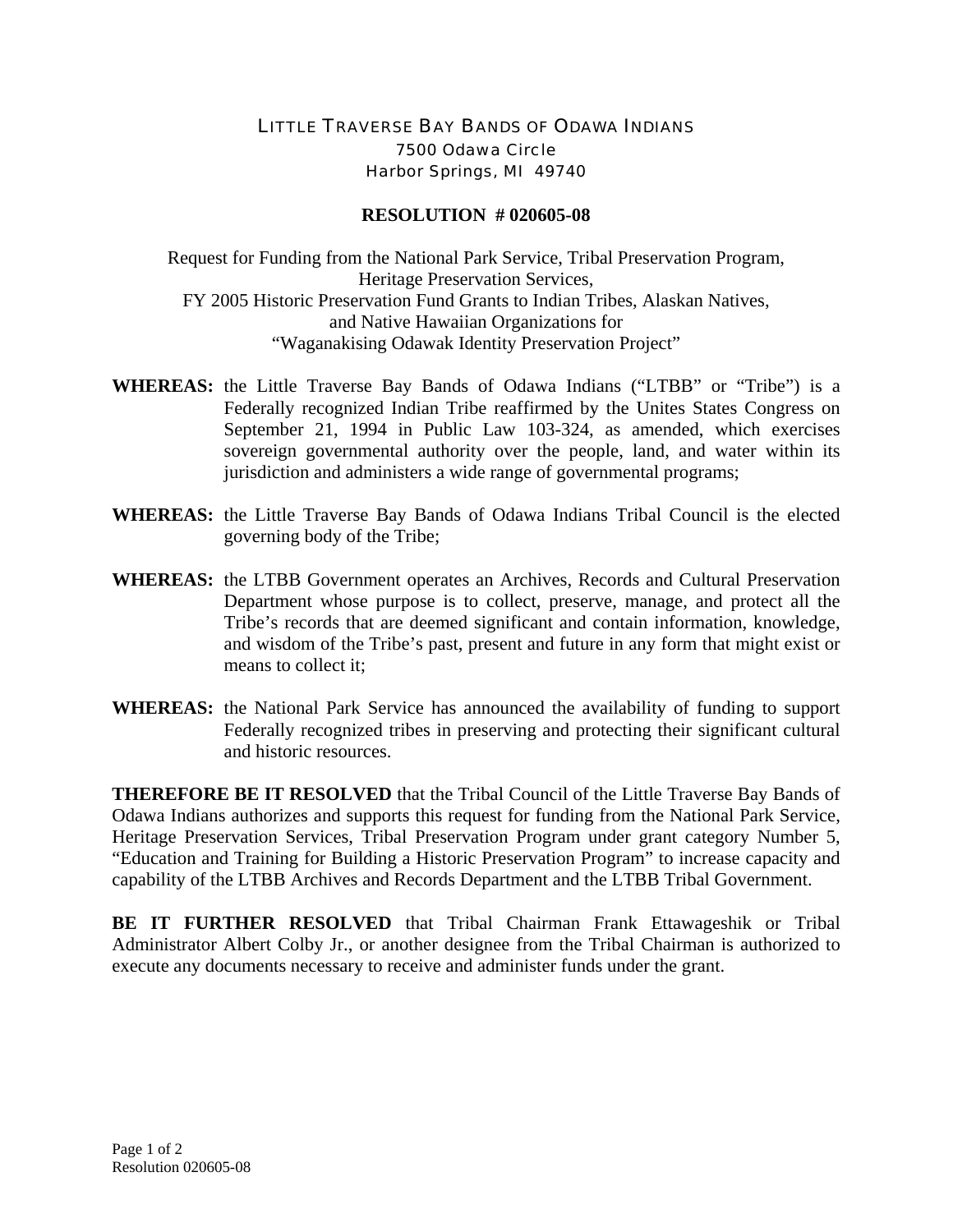# LITTLE TRAVERSE BAY BANDS OF ODAWA INDIANS

7500 Odawa Circle
Harbor Springs, MI 49740

## RESOLUTION # 020605-08

Request for Funding from the National Park Service, Tribal Preservation Program,
Heritage Preservation Services,
FY 2005 Historic Preservation Fund Grants to Indian Tribes, Alaskan Natives,
and Native Hawaiian Organizations for
"Waganakising Odawak Identity Preservation Project"

**WHEREAS:** the Little Traverse Bay Bands of Odawa Indians ("LTBB" or "Tribe") is a Federally recognized Indian Tribe reaffirmed by the Unites States Congress on September 21, 1994 in Public Law 103-324, as amended, which exercises sovereign governmental authority over the people, land, and water within its jurisdiction and administers a wide range of governmental programs;

**WHEREAS:** the Little Traverse Bay Bands of Odawa Indians Tribal Council is the elected governing body of the Tribe;

**WHEREAS:** the LTBB Government operates an Archives, Records and Cultural Preservation Department whose purpose is to collect, preserve, manage, and protect all the Tribe's records that are deemed significant and contain information, knowledge, and wisdom of the Tribe's past, present and future in any form that might exist or means to collect it;

**WHEREAS:** the National Park Service has announced the availability of funding to support Federally recognized tribes in preserving and protecting their significant cultural and historic resources.

**THEREFORE BE IT RESOLVED** that the Tribal Council of the Little Traverse Bay Bands of Odawa Indians authorizes and supports this request for funding from the National Park Service, Heritage Preservation Services, Tribal Preservation Program under grant category Number 5, "Education and Training for Building a Historic Preservation Program" to increase capacity and capability of the LTBB Archives and Records Department and the LTBB Tribal Government.

**BE IT FURTHER RESOLVED** that Tribal Chairman Frank Ettawageshik or Tribal Administrator Albert Colby Jr., or another designee from the Tribal Chairman is authorized to execute any documents necessary to receive and administer funds under the grant.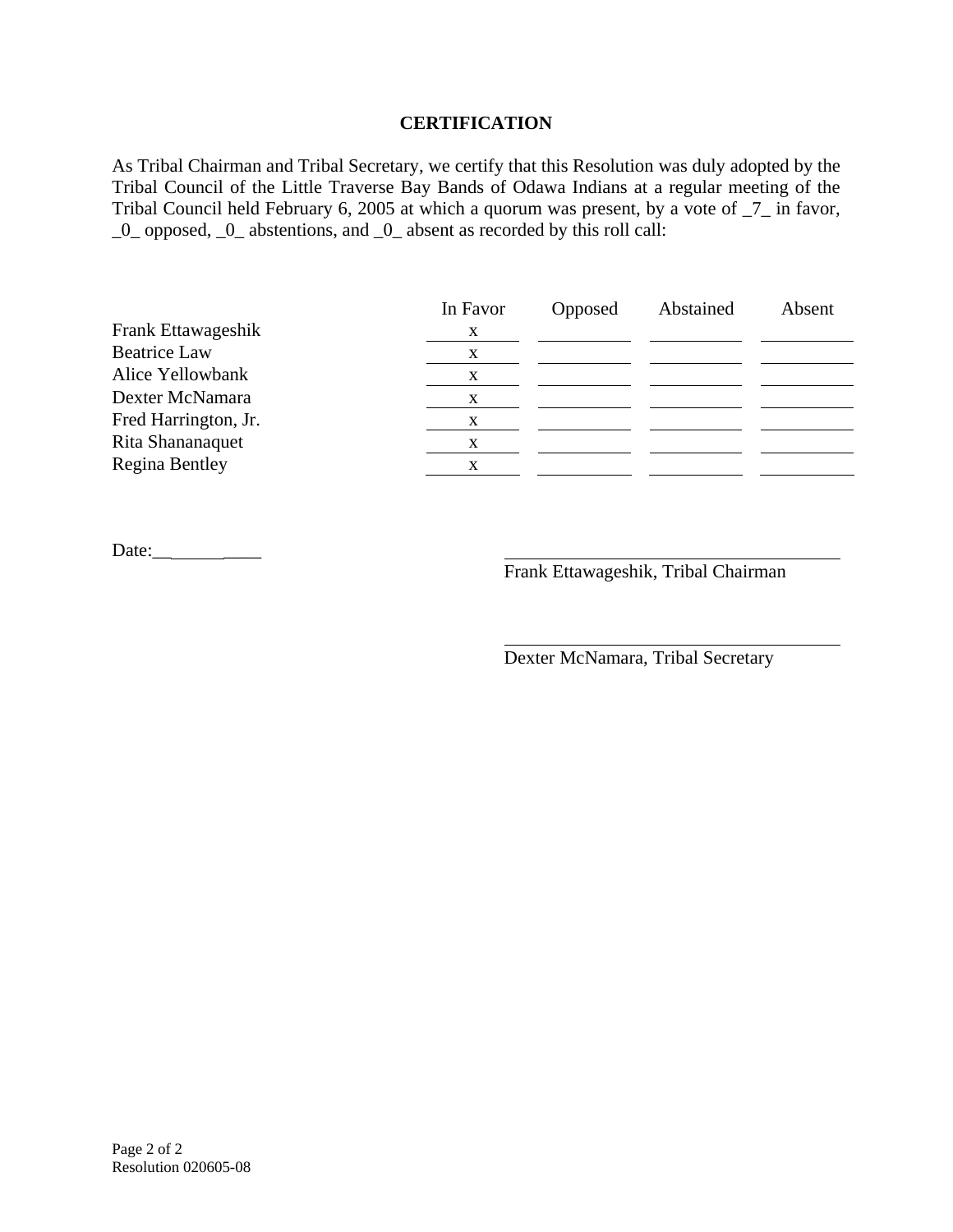## CERTIFICATION

As Tribal Chairman and Tribal Secretary, we certify that this Resolution was duly adopted by the Tribal Council of the Little Traverse Bay Bands of Odawa Indians at a regular meeting of the Tribal Council held February 6, 2005 at which a quorum was present, by a vote of _7_ in favor, _0_ opposed, _0_ abstentions, and _0_ absent as recorded by this roll call:

| | In Favor | Opposed | Abstained | Absent |
|---|---|---|---|---|
| Frank Ettawageshik | x | | | |
| Beatrice Law | x | | | |
| Alice Yellowbank | x | | | |
| Dexter McNamara | x | | | |
| Fred Harrington, Jr. | x | | | |
| Rita Shananaquet | x | | | |
| Regina Bentley | x | | | |

Date:__________

_______________________________
Frank Ettawageshik, Tribal Chairman

_______________________________
Dexter McNamara, Tribal Secretary

Resolution 020605-08